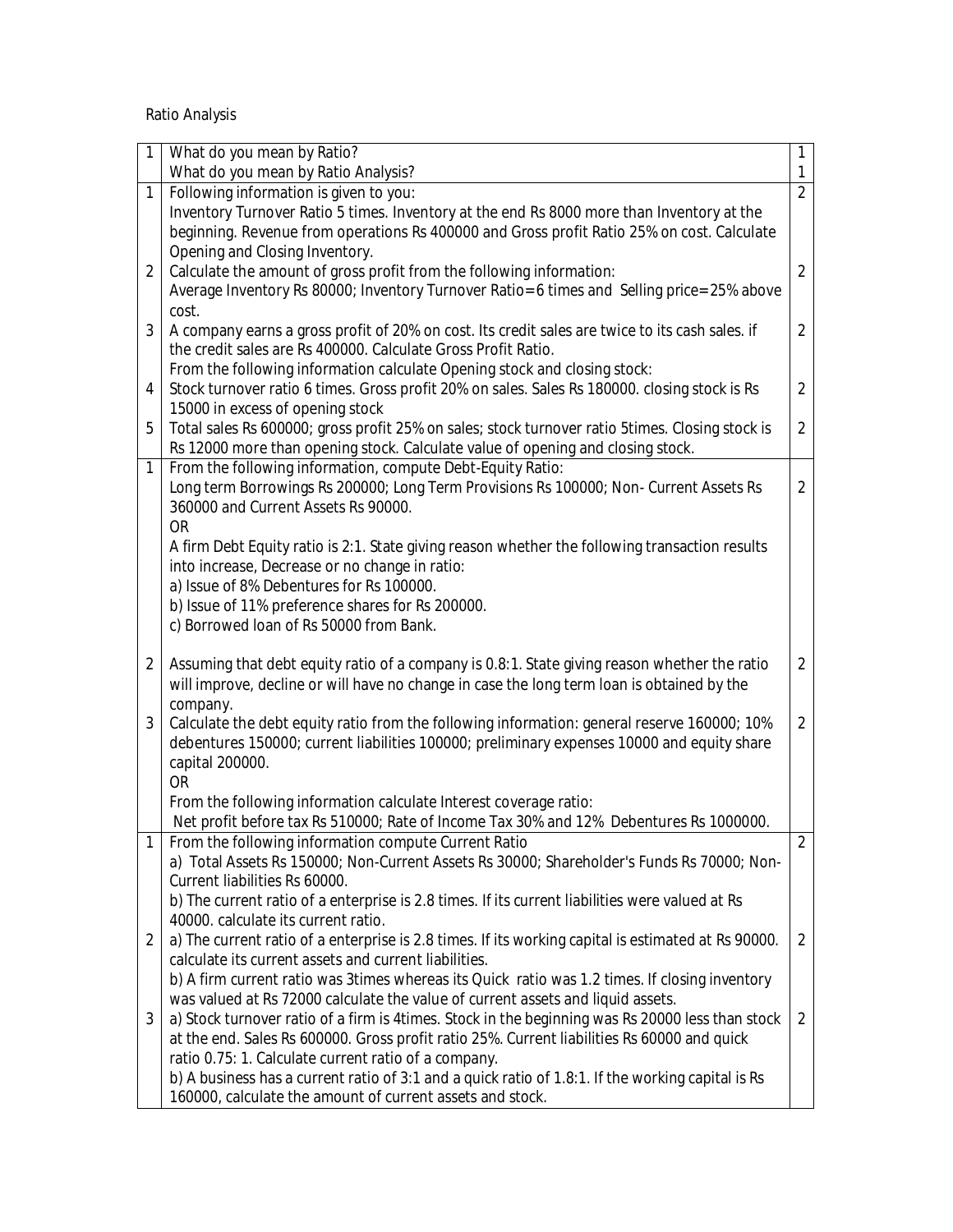Ratio Analysis

| | | |
|---|---|---|
| 1 | What do you mean by Ratio?<br>What do you mean by Ratio Analysis? | 1<br>1 |
| 1 | Following information is given to you:<br>Inventory Turnover Ratio 5 times. Inventory at the end Rs 8000 more than Inventory at the beginning. Revenue from operations Rs 400000 and Gross profit Ratio 25% on cost. Calculate Opening and Closing Inventory. | 2 |
| 2 | Calculate the amount of gross profit from the following information:<br>Average Inventory Rs 80000; Inventory Turnover Ratio=6 times and Selling price=25% above cost. | 2 |
| 3 | A company earns a gross profit of 20% on cost. Its credit sales are twice to its cash sales. if the credit sales are Rs 400000. Calculate Gross Profit Ratio.<br>From the following information calculate Opening stock and closing stock: | 2 |
| 4 | Stock turnover ratio 6 times. Gross profit 20% on sales. Sales Rs 180000. closing stock is Rs 15000 in excess of opening stock | 2 |
| 5 | Total sales Rs 600000; gross profit 25% on sales; stock turnover ratio 5times. Closing stock is Rs 12000 more than opening stock. Calculate value of opening and closing stock. | 2 |
| 1 | From the following information, compute Debt-Equity Ratio:<br>Long term Borrowings Rs 200000; Long Term Provisions Rs 100000; Non- Current Assets Rs 360000 and Current Assets Rs 90000.<br>OR<br>A firm Debt Equity ratio is 2:1. State giving reason whether the following transaction results into increase, Decrease or no change in ratio:<br>a) Issue of 8% Debentures for Rs 100000.<br>b) Issue of 11% preference shares for Rs 200000.<br>c) Borrowed loan of Rs 50000 from Bank. | 2 |
| 2 | Assuming that debt equity ratio of a company is 0.8:1. State giving reason whether the ratio will improve, decline or will have no change in case the long term loan is obtained by the company. | 2 |
| 3 | Calculate the debt equity ratio from the following information: general reserve 160000; 10% debentures 150000; current liabilities 100000; preliminary expenses 10000 and equity share capital 200000.<br>OR<br>From the following information calculate Interest coverage ratio:<br>Net profit before tax Rs 510000; Rate of Income Tax 30% and 12% Debentures Rs 1000000. | 2 |
| 1 | From the following information compute Current Ratio<br>a) Total Assets Rs 150000; Non-Current Assets Rs 30000; Shareholder's Funds Rs 70000; Non-Current liabilities Rs 60000.<br>b) The current ratio of a enterprise is 2.8 times. If its current liabilities were valued at Rs 40000. calculate its current ratio. | 2 |
| 2 | a) The current ratio of a enterprise is 2.8 times. If its working capital is estimated at Rs 90000. calculate its current assets and current liabilities.<br>b) A firm current ratio was 3times whereas its Quick ratio was 1.2 times. If closing inventory was valued at Rs 72000 calculate the value of current assets and liquid assets. | 2 |
| 3 | a) Stock turnover ratio of a firm is 4times. Stock in the beginning was Rs 20000 less than stock at the end. Sales Rs 600000. Gross profit ratio 25%. Current liabilities Rs 60000 and quick ratio 0.75: 1. Calculate current ratio of a company.<br>b) A business has a current ratio of 3:1 and a quick ratio of 1.8:1. If the working capital is Rs 160000, calculate the amount of current assets and stock. | 2 |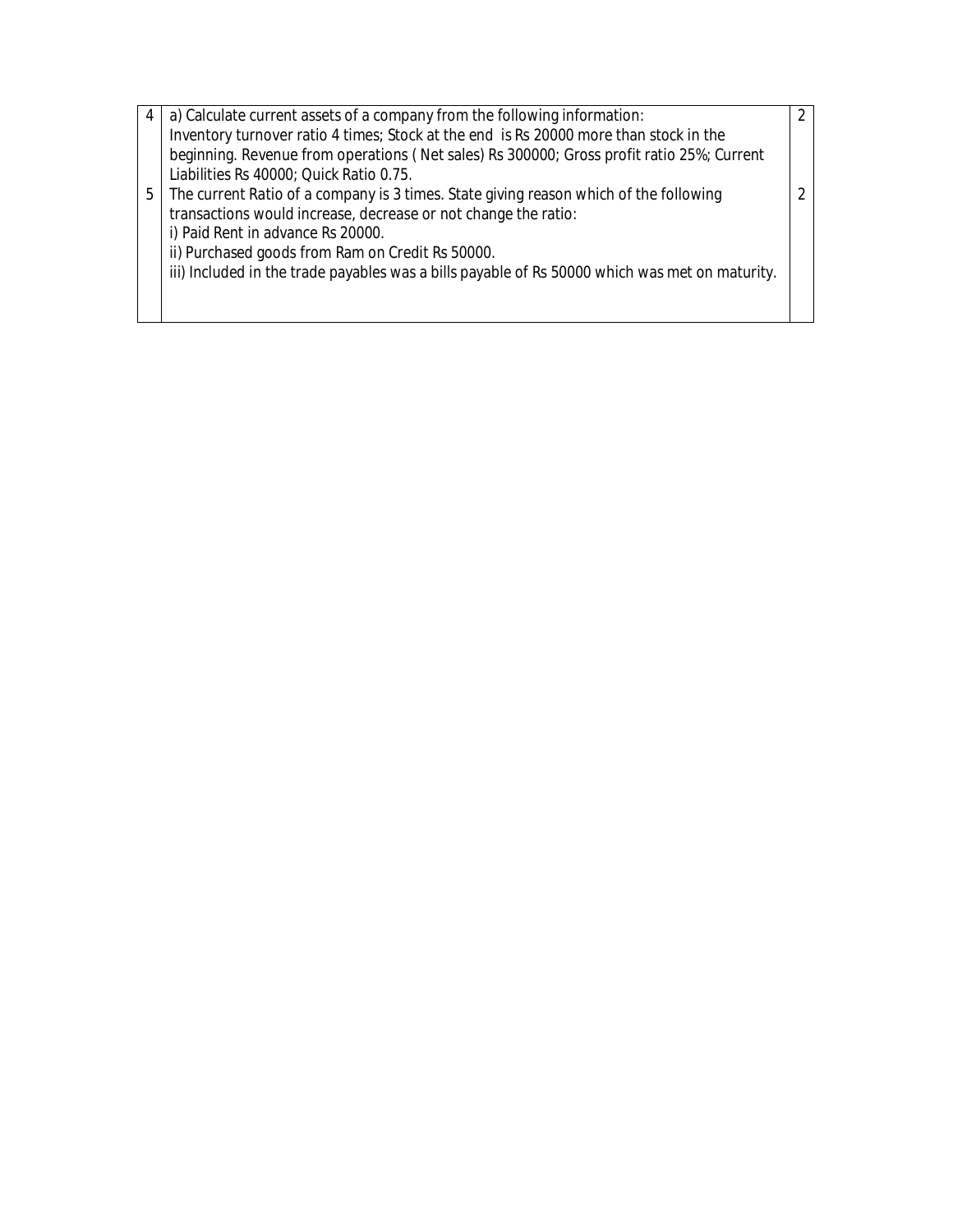| | | |
|---|---|---|
| 4 | a) Calculate current assets of a company from the following information:<br>Inventory turnover ratio 4 times; Stock at the end is Rs 20000 more than stock in the beginning. Revenue from operations ( Net sales) Rs 300000; Gross profit ratio 25%; Current Liabilities Rs 40000; Quick Ratio 0.75. | 2 |
| 5 | The current Ratio of a company is 3 times. State giving reason which of the following transactions would increase, decrease or not change the ratio:<br>i) Paid Rent in advance Rs 20000.<br>ii) Purchased goods from Ram on Credit Rs 50000.<br>iii) Included in the trade payables was a bills payable of Rs 50000 which was met on maturity. | 2 |